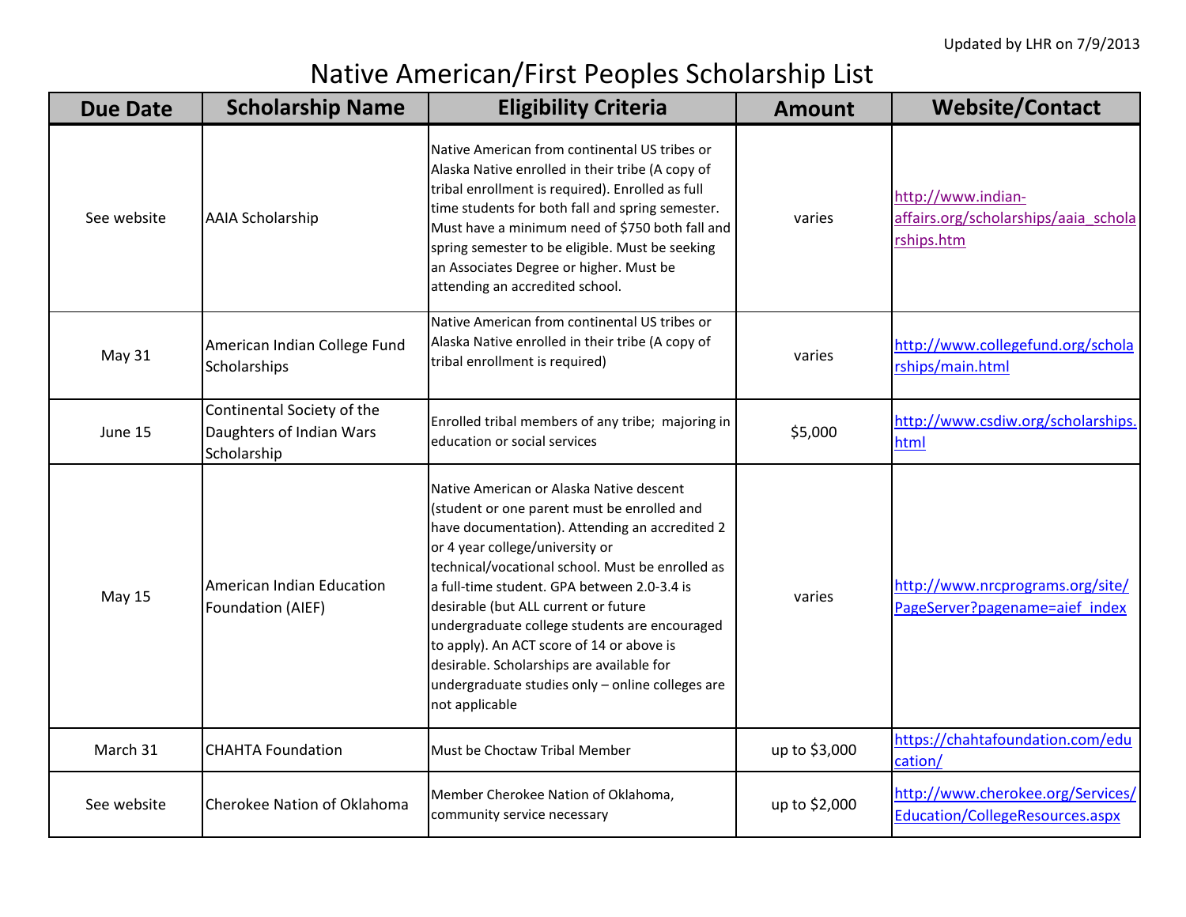Updated by LHR on 7/9/2013

# Native American/First Peoples Scholarship List

| Due Date | Scholarship Name | Eligibility Criteria | Amount | Website/Contact |
|---|---|---|---|---|
| See website | AAIA Scholarship | Native American from continental US tribes or Alaska Native enrolled in their tribe (A copy of tribal enrollment is required). Enrolled as full time students for both fall and spring semester. Must have a minimum need of $750 both fall and spring semester to be eligible. Must be seeking an Associates Degree or higher. Must be attending an accredited school. | varies | http://www.indian-affairs.org/scholarships/aaia_scholarships.htm |
| May 31 | American Indian College Fund Scholarships | Native American from continental US tribes or Alaska Native enrolled in their tribe (A copy of tribal enrollment is required) | varies | http://www.collegefund.org/scholarships/main.html |
| June 15 | Continental Society of the Daughters of Indian Wars Scholarship | Enrolled tribal members of any tribe; majoring in education or social services | $5,000 | http://www.csdiw.org/scholarships.html |
| May 15 | American Indian Education Foundation (AIEF) | Native American or Alaska Native descent (student or one parent must be enrolled and have documentation). Attending an accredited 2 or 4 year college/university or technical/vocational school. Must be enrolled as a full-time student. GPA between 2.0-3.4 is desirable (but ALL current or future undergraduate college students are encouraged to apply). An ACT score of 14 or above is desirable. Scholarships are available for undergraduate studies only – online colleges are not applicable | varies | http://www.nrcprograms.org/site/PageServer?pagename=aief_index |
| March 31 | CHAHTA Foundation | Must be Choctaw Tribal Member | up to $3,000 | https://chahtafoundation.com/education/ |
| See website | Cherokee Nation of Oklahoma | Member Cherokee Nation of Oklahoma, community service necessary | up to $2,000 | http://www.cherokee.org/Services/Education/CollegeResources.aspx |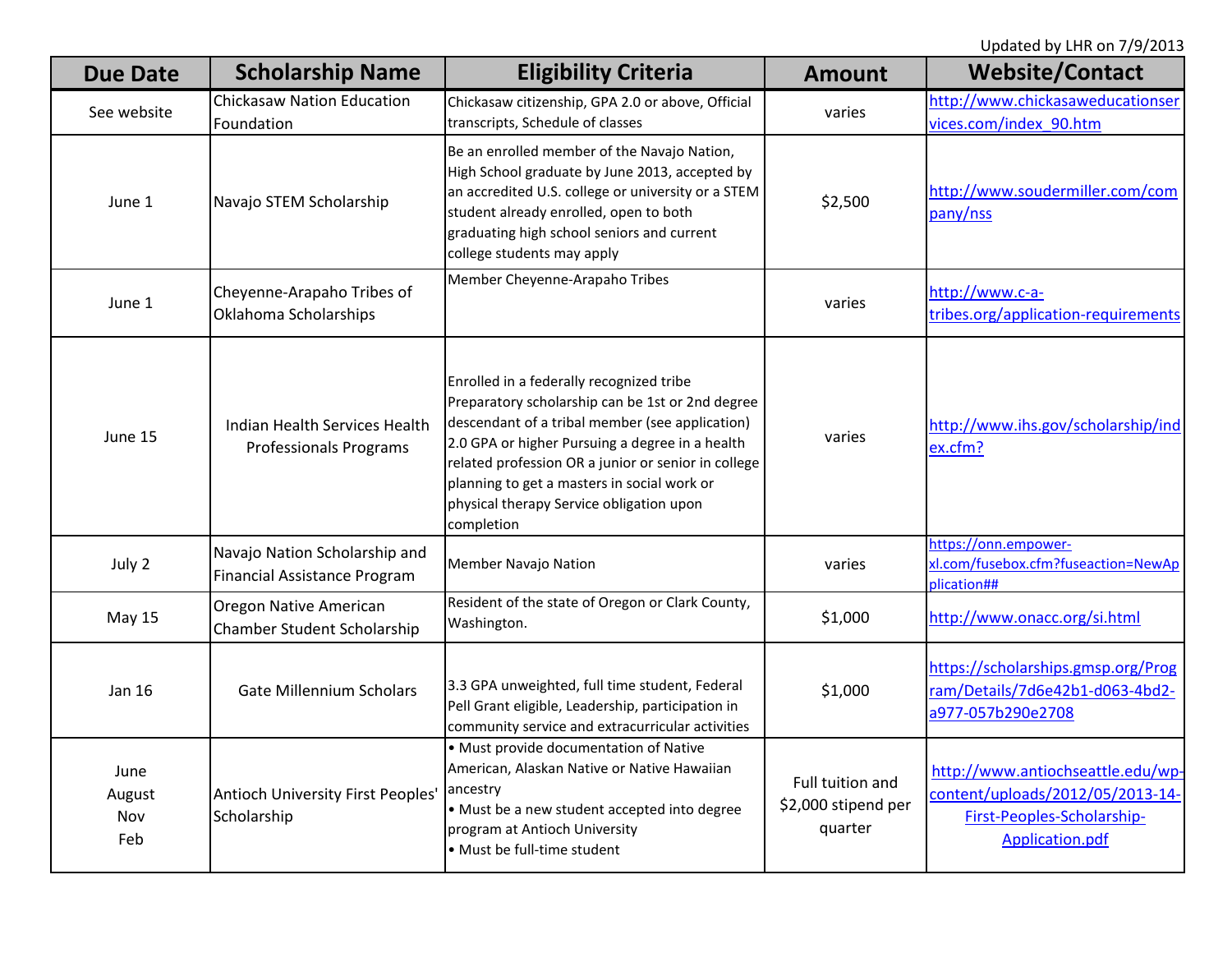Updated by LHR on 7/9/2013

| Due Date | Scholarship Name | Eligibility Criteria | Amount | Website/Contact |
|---|---|---|---|---|
| See website | Chickasaw Nation Education Foundation | Chickasaw citizenship, GPA 2.0 or above, Official transcripts, Schedule of classes | varies | http://www.chickasaweducationservices.com/index_90.htm |
| June 1 | Navajo STEM Scholarship | Be an enrolled member of the Navajo Nation, High School graduate by June 2013, accepted by an accredited U.S. college or university or a STEM student already enrolled, open to both graduating high school seniors and current college students may apply | $2,500 | http://www.soudermiller.com/company/nss |
| June 1 | Cheyenne-Arapaho Tribes of Oklahoma Scholarships | Member Cheyenne-Arapaho Tribes | varies | http://www.c-a-tribes.org/application-requirements |
| June 15 | Indian Health Services Health Professionals Programs | Enrolled in a federally recognized tribe Preparatory scholarship can be 1st or 2nd degree descendant of a tribal member (see application) 2.0 GPA or higher Pursuing a degree in a health related profession OR a junior or senior in college planning to get a masters in social work or physical therapy Service obligation upon completion | varies | http://www.ihs.gov/scholarship/index.cfm? |
| July 2 | Navajo Nation Scholarship and Financial Assistance Program | Member Navajo Nation | varies | https://onn.empower-xl.com/fusebox.cfm?fuseaction=NewApplication## |
| May 15 | Oregon Native American Chamber Student Scholarship | Resident of the state of Oregon or Clark County, Washington. | $1,000 | http://www.onacc.org/si.html |
| Jan 16 | Gate Millennium Scholars | 3.3 GPA unweighted, full time student, Federal Pell Grant eligible, Leadership, participation in community service and extracurricular activities | $1,000 | https://scholarships.gmsp.org/Program/Details/7d6e42b1-d063-4bd2-a977-057b290e2708 |
| June August Nov Feb | Antioch University First Peoples' Scholarship | • Must provide documentation of Native American, Alaskan Native or Native Hawaiian ancestry • Must be a new student accepted into degree program at Antioch University • Must be full-time student | Full tuition and $2,000 stipend per quarter | http://www.antiochseattle.edu/wp-content/uploads/2012/05/2013-14-First-Peoples-Scholarship-Application.pdf |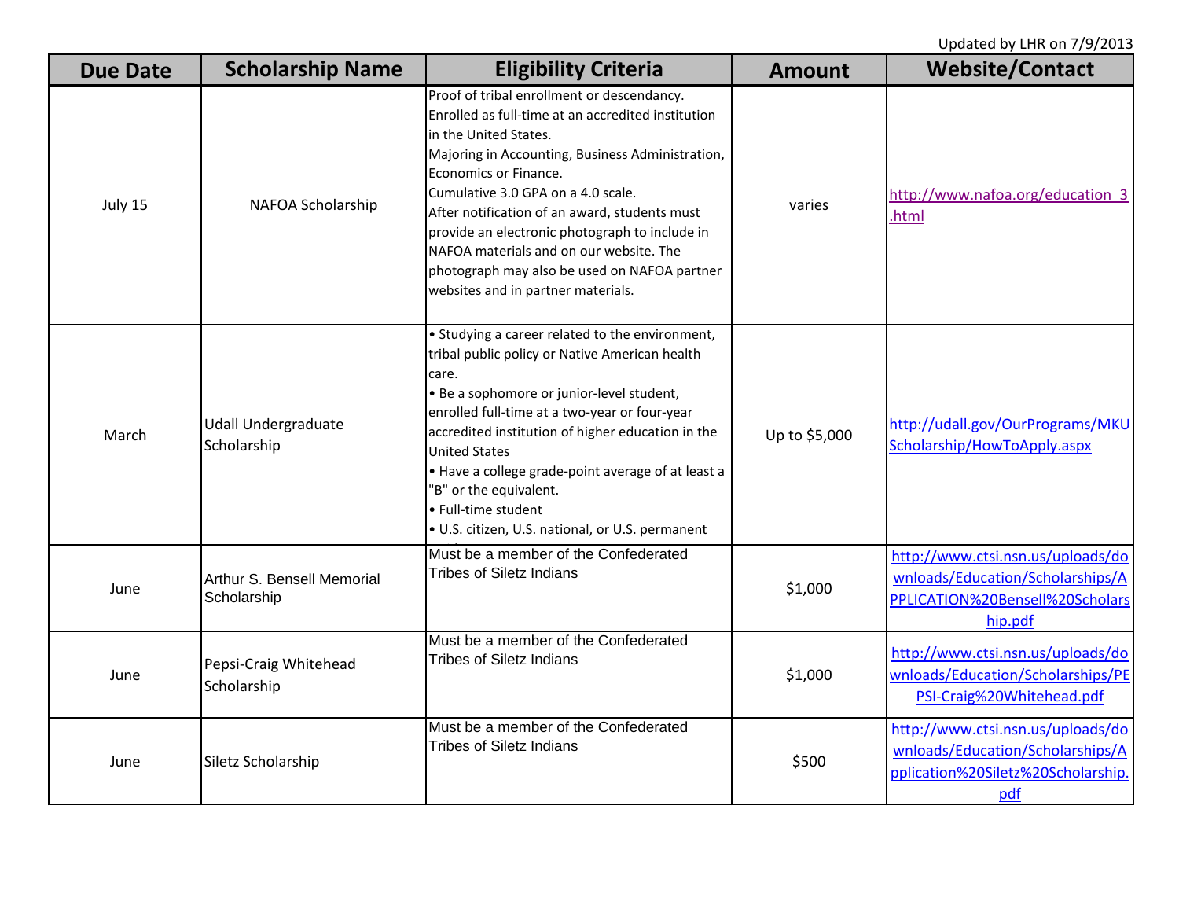Updated by LHR on 7/9/2013

| Due Date | Scholarship Name | Eligibility Criteria | Amount | Website/Contact |
|---|---|---|---|---|
| July 15 | NAFOA Scholarship | Proof of tribal enrollment or descendancy.<br>Enrolled as full-time at an accredited institution in the United States.<br>Majoring in Accounting, Business Administration, Economics or Finance.<br>Cumulative 3.0 GPA on a 4.0 scale.<br>After notification of an award, students must provide an electronic photograph to include in NAFOA materials and on our website. The photograph may also be used on NAFOA partner websites and in partner materials. | varies | http://www.nafoa.org/education_3.html |
| March | Udall Undergraduate Scholarship | • Studying a career related to the environment, tribal public policy or Native American health care.<br>• Be a sophomore or junior-level student, enrolled full-time at a two-year or four-year accredited institution of higher education in the United States<br>• Have a college grade-point average of at least a "B" or the equivalent.<br>• Full-time student<br>• U.S. citizen, U.S. national, or U.S. permanent | Up to $5,000 | http://udall.gov/OurPrograms/MKUScholarship/HowToApply.aspx |
| June | Arthur S. Bensell Memorial Scholarship | Must be a member of the Confederated Tribes of Siletz Indians | $1,000 | http://www.ctsi.nsn.us/uploads/downloads/Education/Scholarships/APPLICATION%20Bensell%20Scholarship.pdf |
| June | Pepsi-Craig Whitehead Scholarship | Must be a member of the Confederated Tribes of Siletz Indians | $1,000 | http://www.ctsi.nsn.us/uploads/downloads/Education/Scholarships/PEPSI-Craig%20Whitehead.pdf |
| June | Siletz Scholarship | Must be a member of the Confederated Tribes of Siletz Indians | $500 | http://www.ctsi.nsn.us/uploads/downloads/Education/Scholarships/Application%20Siletz%20Scholarship.pdf |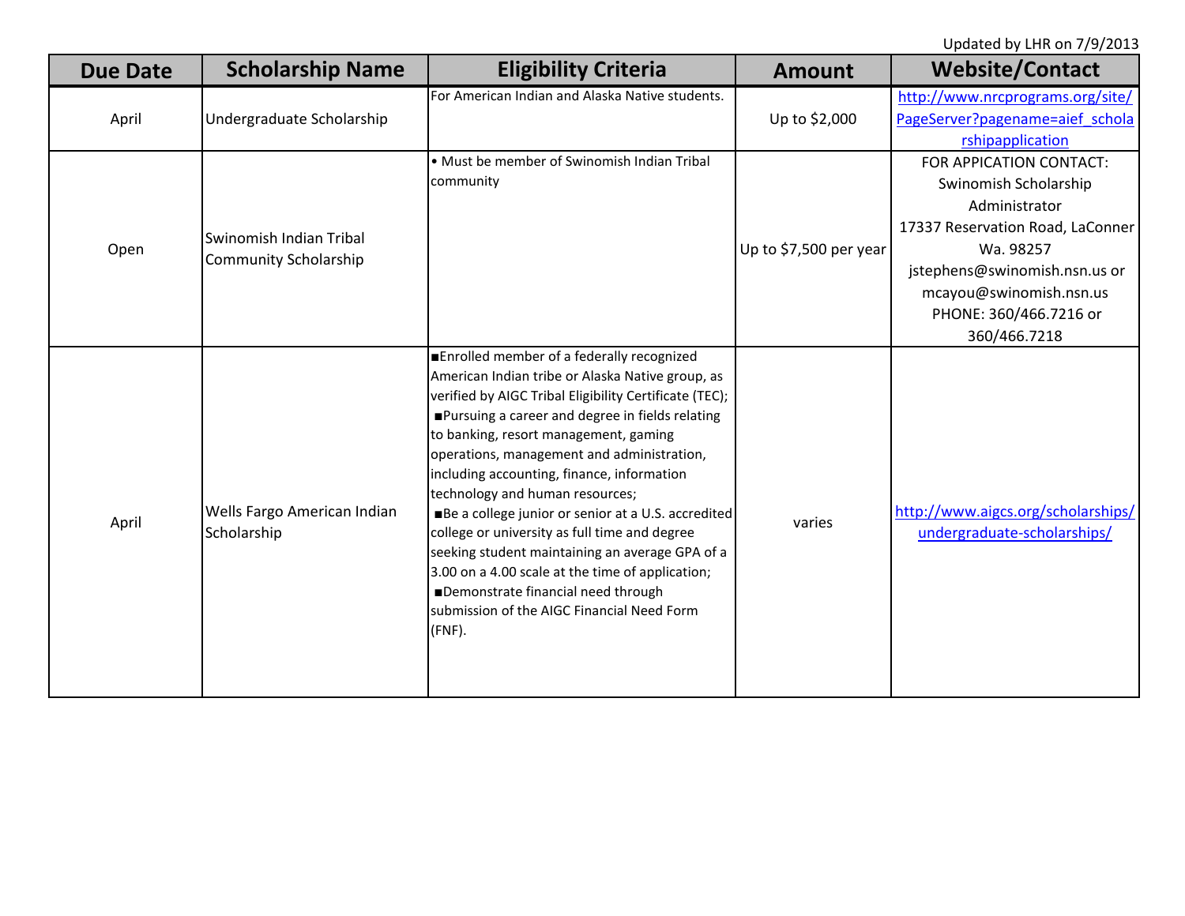Updated by LHR on 7/9/2013

| Due Date | Scholarship Name | Eligibility Criteria | Amount | Website/Contact |
|---|---|---|---|---|
| April | Undergraduate Scholarship | For American Indian and Alaska Native students. | Up to $2,000 | http://www.nrcprograms.org/site/PageServer?pagename=aief_scholarshipapplication |
| Open | Swinomish Indian Tribal Community Scholarship | • Must be member of Swinomish Indian Tribal community | Up to $7,500 per year | FOR APPICATION CONTACT: Swinomish Scholarship Administrator 17337 Reservation Road, LaConner Wa. 98257 jstephens@swinomish.nsn.us or mcayou@swinomish.nsn.us PHONE: 360/466.7216 or 360/466.7218 |
| April | Wells Fargo American Indian Scholarship | ■Enrolled member of a federally recognized American Indian tribe or Alaska Native group, as verified by AIGC Tribal Eligibility Certificate (TEC); ■Pursuing a career and degree in fields relating to banking, resort management, gaming operations, management and administration, including accounting, finance, information technology and human resources; ■Be a college junior or senior at a U.S. accredited college or university as full time and degree seeking student maintaining an average GPA of a 3.00 on a 4.00 scale at the time of application; ■Demonstrate financial need through submission of the AIGC Financial Need Form (FNF). | varies | http://www.aigcs.org/scholarships/undergraduate-scholarships/ |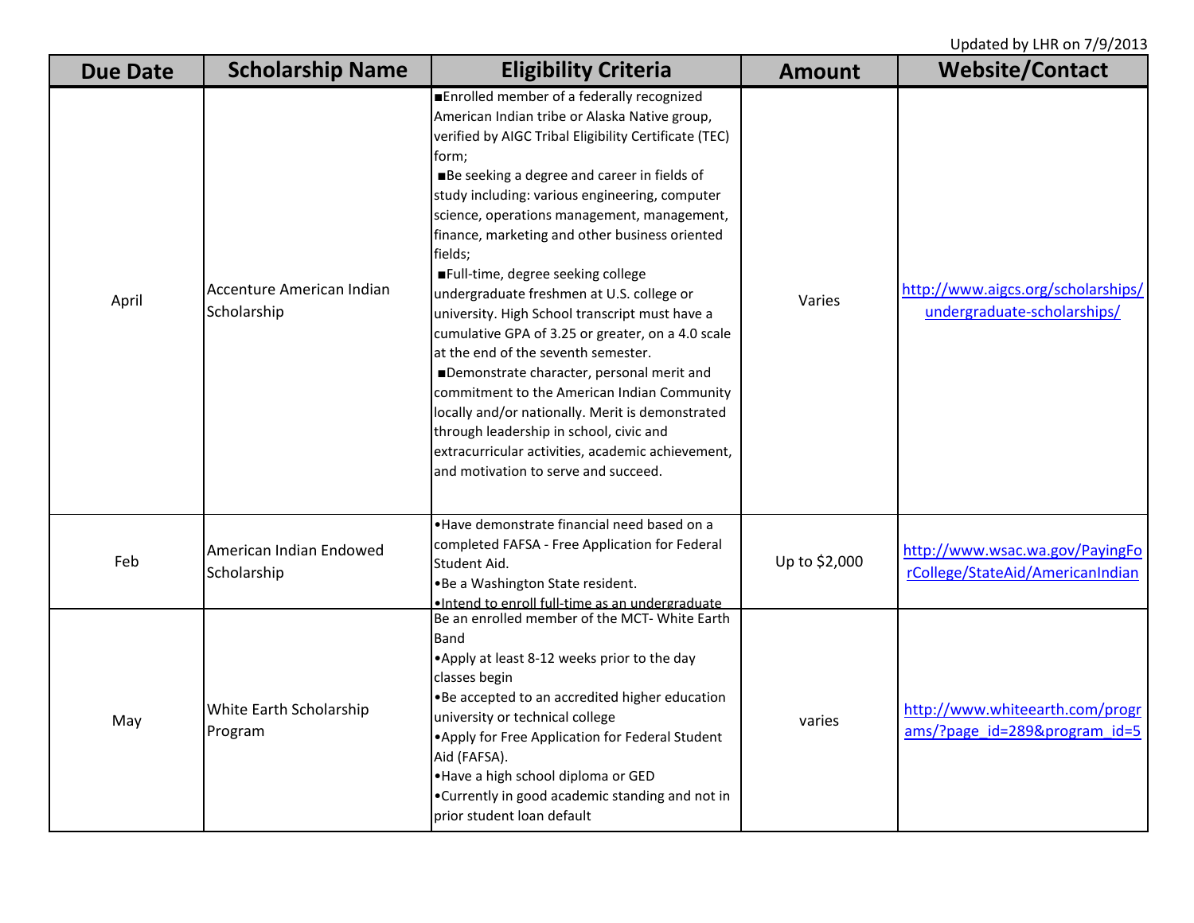Updated by LHR on 7/9/2013

| Due Date | Scholarship Name | Eligibility Criteria | Amount | Website/Contact |
|---|---|---|---|---|
| April | Accenture American Indian Scholarship | ■Enrolled member of a federally recognized American Indian tribe or Alaska Native group, verified by AIGC Tribal Eligibility Certificate (TEC) form;<br>■Be seeking a degree and career in fields of study including: various engineering, computer science, operations management, management, finance, marketing and other business oriented fields;<br>■Full-time, degree seeking college undergraduate freshmen at U.S. college or university. High School transcript must have a cumulative GPA of 3.25 or greater, on a 4.0 scale at the end of the seventh semester.<br>■Demonstrate character, personal merit and commitment to the American Indian Community locally and/or nationally. Merit is demonstrated through leadership in school, civic and extracurricular activities, academic achievement, and motivation to serve and succeed. | Varies | http://www.aigcs.org/scholarships/undergraduate-scholarships/ |
| Feb | American Indian Endowed Scholarship | •Have demonstrate financial need based on a completed FAFSA - Free Application for Federal Student Aid.<br>•Be a Washington State resident.<br>•Intend to enroll full-time as an undergraduate | Up to $2,000 | http://www.wsac.wa.gov/PayingForCollege/StateAid/AmericanIndian |
| May | White Earth Scholarship Program | Be an enrolled member of the MCT- White Earth Band<br>•Apply at least 8-12 weeks prior to the day classes begin<br>•Be accepted to an accredited higher education university or technical college<br>•Apply for Free Application for Federal Student Aid (FAFSA).<br>•Have a high school diploma or GED<br>•Currently in good academic standing and not in prior student loan default | varies | http://www.whiteearth.com/programs/?page_id=289&program_id=5 |